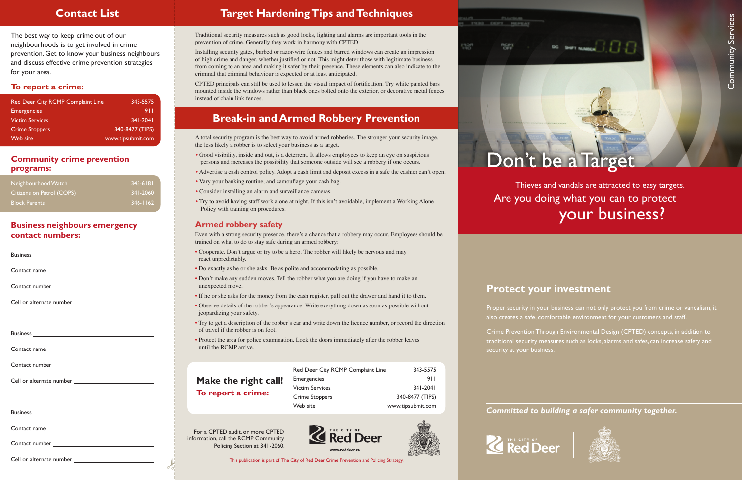## Contact List

The best way to keep crime out of our neighbourhoods is to get involved in crime prevention. Get to know your business neighbours and discuss effective crime prevention strategies for your area.

### To report a crime:

| | |
|---|---|
| Red Deer City RCMP Complaint Line | 343-5575 |
| Emergencies | 911 |
| Victim Services | 341-2041 |
| Crime Stoppers | 340-8477 (TIPS) |
| Web site | www.tipsubmit.com |

### Community crime prevention programs:

| | |
|---|---|
| Neighbourhood Watch | 343-6181 |
| Citizens on Patrol (COPS) | 341-2060 |
| Block Parents | 346-1162 |

### Business neighbours emergency contact numbers:

Business ____________________

Contact name ____________________

Contact number ____________________

Cell or alternate number ____________________

Business ____________________

Contact name ____________________

Contact number ____________________

Cell or alternate number ____________________

Business ____________________

Contact name ____________________

Contact number ____________________

Cell or alternate number ____________________

## Target Hardening Tips and Techniques

Traditional security measures such as good locks, lighting and alarms are important tools in the prevention of crime. Generally they work in harmony with CPTED.

Installing security gates, barbed or razor-wire fences and barred windows can create an impression of high crime and danger, whether justified or not. This might deter those with legitimate business from coming to an area and making it safer by their presence. These elements can also indicate to the criminal that criminal behaviour is expected or at least anticipated.

CPTED principals can still be used to lessen the visual impact of fortification. Try white painted bars mounted inside the windows rather than black ones bolted onto the exterior, or decorative metal fences instead of chain link fences.

## Break-in and Armed Robbery Prevention

A total security program is the best way to avoid armed robberies. The stronger your security image, the less likely a robber is to select your business as a target.

- Good visibility, inside and out, is a deterrent. It allows employees to keep an eye on suspicious persons and increases the possibility that someone outside will see a robbery if one occurs.
- Advertise a cash control policy. Adopt a cash limit and deposit excess in a safe the cashier can't open.
- Vary your banking routine, and camouflage your cash bag.
- Consider installing an alarm and surveillance cameras.
- Try to avoid having staff work alone at night. If this isn't avoidable, implement a Working Alone Policy with training on procedures.

### Armed robbery safety

Even with a strong security presence, there's a chance that a robbery may occur. Employees should be trained on what to do to stay safe during an armed robbery:

- Cooperate. Don't argue or try to be a hero. The robber will likely be nervous and may react unpredictably.
- Do exactly as he or she asks. Be as polite and accommodating as possible.
- Don't make any sudden moves. Tell the robber what you are doing if you have to make an unexpected move.
- If he or she asks for the money from the cash register, pull out the drawer and hand it to them.
- Observe details of the robber's appearance. Write everything down as soon as possible without jeopardizing your safety.
- Try to get a description of the robber's car and write down the licence number, or record the direction of travel if the robber is on foot.
- Protect the area for police examination. Lock the doors immediately after the robber leaves until the RCMP arrive.

**Make the right call!**
**To report a crime:**

| | |
|---|---|
| Red Deer City RCMP Complaint Line | 343-5575 |
| Emergencies | 911 |
| Victim Services | 341-2041 |
| Crime Stoppers | 340-8477 (TIPS) |
| Web site | www.tipsubmit.com |

For a CPTED audit, or more CPTED information, call the RCMP Community Policing Section at 341-2060.

The City of Red Deer
www.reddeer.ca

This publication is part of The City of Red Deer Crime Prevention and Policing Strategy.

Community Services

# Don't be a Target

Thieves and vandals are attracted to easy targets.
Are you doing what you can to protect your business?

## Protect your investment

Proper security in your business can not only protect you from crime or vandalism, it also creates a safe, comfortable environment for your customers and staff.

Crime Prevention Through Environmental Design (CPTED) concepts, in addition to traditional security measures such as locks, alarms and safes, can increase safety and security at your business.

*Committed to building a safer community together.*

The City of Red Deer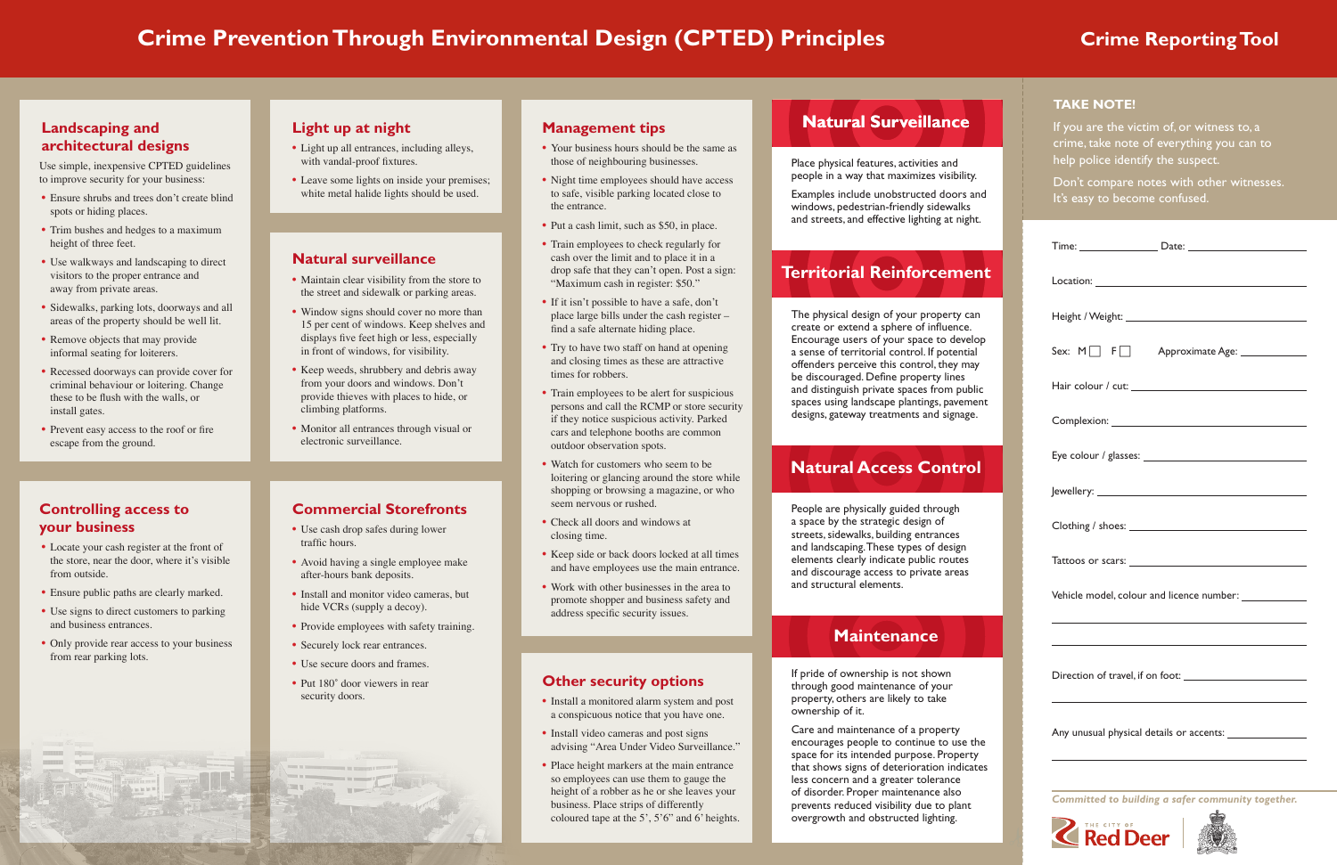# Crime Prevention Through Environmental Design (CPTED) Principles

## Landscaping and architectural designs

Use simple, inexpensive CPTED guidelines to improve security for your business:

- Ensure shrubs and trees don't create blind spots or hiding places.
- Trim bushes and hedges to a maximum height of three feet.
- Use walkways and landscaping to direct visitors to the proper entrance and away from private areas.
- Sidewalks, parking lots, doorways and all areas of the property should be well lit.
- Remove objects that may provide informal seating for loiterers.
- Recessed doorways can provide cover for criminal behaviour or loitering. Change these to be flush with the walls, or install gates.
- Prevent easy access to the roof or fire escape from the ground.

## Controlling access to your business

- Locate your cash register at the front of the store, near the door, where it's visible from outside.
- Ensure public paths are clearly marked.
- Use signs to direct customers to parking and business entrances.
- Only provide rear access to your business from rear parking lots.

## Light up at night

- Light up all entrances, including alleys, with vandal-proof fixtures.
- Leave some lights on inside your premises; white metal halide lights should be used.

## Natural surveillance

- Maintain clear visibility from the store to the street and sidewalk or parking areas.
- Window signs should cover no more than 15 per cent of windows. Keep shelves and displays five feet high or less, especially in front of windows, for visibility.
- Keep weeds, shrubbery and debris away from your doors and windows. Don't provide thieves with places to hide, or climbing platforms.
- Monitor all entrances through visual or electronic surveillance.

## Commercial Storefronts

- Use cash drop safes during lower traffic hours.
- Avoid having a single employee make after-hours bank deposits.
- Install and monitor video cameras, but hide VCRs (supply a decoy).
- Provide employees with safety training.
- Securely lock rear entrances.
- Use secure doors and frames.
- Put 180° door viewers in rear security doors.

## Management tips

- Your business hours should be the same as those of neighbouring businesses.
- Night time employees should have access to safe, visible parking located close to the entrance.
- Put a cash limit, such as $50, in place.
- Train employees to check regularly for cash over the limit and to place it in a drop safe that they can't open. Post a sign: "Maximum cash in register: $50."
- If it isn't possible to have a safe, don't place large bills under the cash register – find a safe alternate hiding place.
- Try to have two staff on hand at opening and closing times as these are attractive times for robbers.
- Train employees to be alert for suspicious persons and call the RCMP or store security if they notice suspicious activity. Parked cars and telephone booths are common outdoor observation spots.
- Watch for customers who seem to be loitering or glancing around the store while shopping or browsing a magazine, or who seem nervous or rushed.
- Check all doors and windows at closing time.
- Keep side or back doors locked at all times and have employees use the main entrance.
- Work with other businesses in the area to promote shopper and business safety and address specific security issues.

## Other security options

- Install a monitored alarm system and post a conspicuous notice that you have one.
- Install video cameras and post signs advising "Area Under Video Surveillance."
- Place height markers at the main entrance so employees can use them to gauge the height of a robber as he or she leaves your business. Place strips of differently coloured tape at the 5', 5'6" and 6' heights.

## Natural Surveillance

Place physical features, activities and people in a way that maximizes visibility.

Examples include unobstructed doors and windows, pedestrian-friendly sidewalks and streets, and effective lighting at night.

## Territorial Reinforcement

The physical design of your property can create or extend a sphere of influence. Encourage users of your space to develop a sense of territorial control. If potential offenders perceive this control, they may be discouraged. Define property lines and distinguish private spaces from public spaces using landscape plantings, pavement designs, gateway treatments and signage.

## Natural Access Control

People are physically guided through a space by the strategic design of streets, sidewalks, building entrances and landscaping. These types of design elements clearly indicate public routes and discourage access to private areas and structural elements.

## Maintenance

If pride of ownership is not shown through good maintenance of your property, others are likely to take ownership of it.

Care and maintenance of a property encourages people to continue to use the space for its intended purpose. Property that shows signs of deterioration indicates less concern and a greater tolerance of disorder. Proper maintenance also prevents reduced visibility due to plant overgrowth and obstructed lighting.

# Crime Reporting Tool

**TAKE NOTE!**

If you are the victim of, or witness to, a crime, take note of everything you can to help police identify the suspect.

Don't compare notes with other witnesses. It's easy to become confused.

Time: ______________ Date: ______________

Location: ______________

Height / Weight: ______________

Sex: M ☐ F ☐ Approximate Age: ______________

Hair colour / cut: ______________

Complexion: ______________

Eye colour / glasses: ______________

Jewellery: ______________

Clothing / shoes: ______________

Tattoos or scars: ______________

Vehicle model, colour and licence number: ______________

______________

______________

Direction of travel, if on foot: ______________

______________

Any unusual physical details or accents: ______________

______________

*Committed to building a safer community together.*

The City of Red Deer